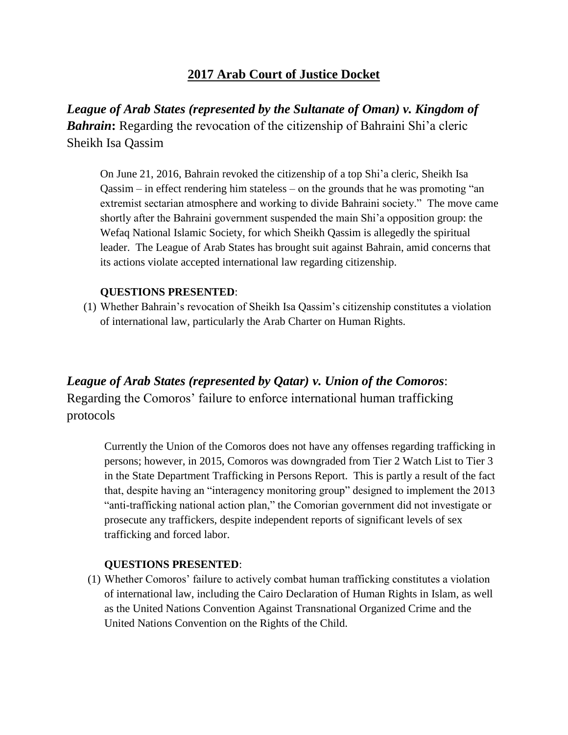# 2017 Arab Court of Justice Docket

## *League of Arab States (represented by the Sultanate of Oman) v. Kingdom of Bahrain***:** Regarding the revocation of the citizenship of Bahraini Shi'a cleric Sheikh Isa Qassim

On June 21, 2016, Bahrain revoked the citizenship of a top Shi'a cleric, Sheikh Isa Qassim – in effect rendering him stateless – on the grounds that he was promoting "an extremist sectarian atmosphere and working to divide Bahraini society." The move came shortly after the Bahraini government suspended the main Shi'a opposition group: the Wefaq National Islamic Society, for which Sheikh Qassim is allegedly the spiritual leader. The League of Arab States has brought suit against Bahrain, amid concerns that its actions violate accepted international law regarding citizenship.

**QUESTIONS PRESENTED**:

(1) Whether Bahrain's revocation of Sheikh Isa Qassim's citizenship constitutes a violation of international law, particularly the Arab Charter on Human Rights.

## *League of Arab States (represented by Qatar) v. Union of the Comoros*: Regarding the Comoros' failure to enforce international human trafficking protocols

Currently the Union of the Comoros does not have any offenses regarding trafficking in persons; however, in 2015, Comoros was downgraded from Tier 2 Watch List to Tier 3 in the State Department Trafficking in Persons Report. This is partly a result of the fact that, despite having an "interagency monitoring group" designed to implement the 2013 "anti-trafficking national action plan," the Comorian government did not investigate or prosecute any traffickers, despite independent reports of significant levels of sex trafficking and forced labor.

**QUESTIONS PRESENTED**:

(1) Whether Comoros' failure to actively combat human trafficking constitutes a violation of international law, including the Cairo Declaration of Human Rights in Islam, as well as the United Nations Convention Against Transnational Organized Crime and the United Nations Convention on the Rights of the Child.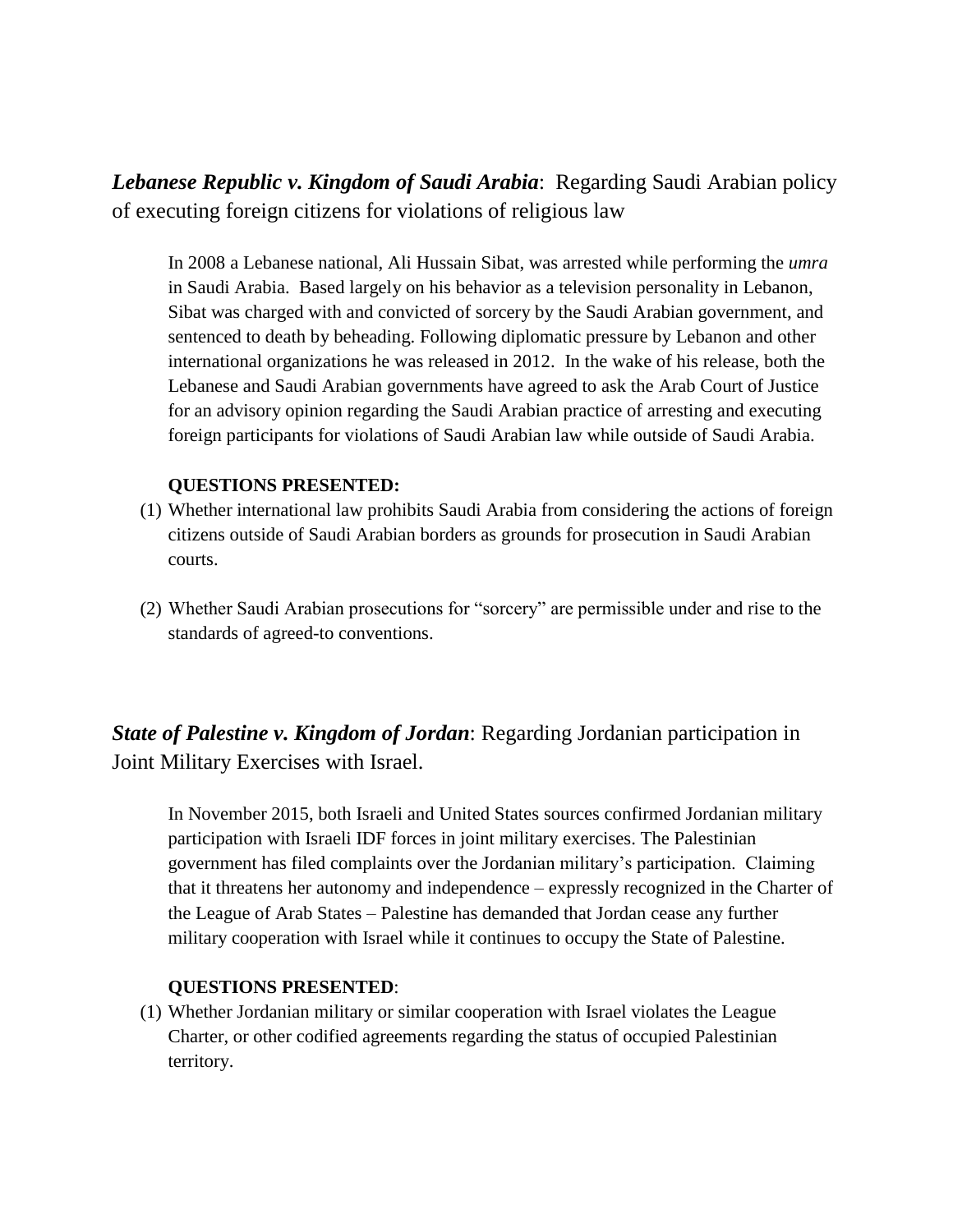***Lebanese Republic v. Kingdom of Saudi Arabia***: Regarding Saudi Arabian policy of executing foreign citizens for violations of religious law

In 2008 a Lebanese national, Ali Hussain Sibat, was arrested while performing the *umra* in Saudi Arabia. Based largely on his behavior as a television personality in Lebanon, Sibat was charged with and convicted of sorcery by the Saudi Arabian government, and sentenced to death by beheading. Following diplomatic pressure by Lebanon and other international organizations he was released in 2012. In the wake of his release, both the Lebanese and Saudi Arabian governments have agreed to ask the Arab Court of Justice for an advisory opinion regarding the Saudi Arabian practice of arresting and executing foreign participants for violations of Saudi Arabian law while outside of Saudi Arabia.

**QUESTIONS PRESENTED:**

(1) Whether international law prohibits Saudi Arabia from considering the actions of foreign citizens outside of Saudi Arabian borders as grounds for prosecution in Saudi Arabian courts.

(2) Whether Saudi Arabian prosecutions for "sorcery" are permissible under and rise to the standards of agreed-to conventions.

***State of Palestine v. Kingdom of Jordan***: Regarding Jordanian participation in Joint Military Exercises with Israel.

In November 2015, both Israeli and United States sources confirmed Jordanian military participation with Israeli IDF forces in joint military exercises. The Palestinian government has filed complaints over the Jordanian military's participation. Claiming that it threatens her autonomy and independence – expressly recognized in the Charter of the League of Arab States – Palestine has demanded that Jordan cease any further military cooperation with Israel while it continues to occupy the State of Palestine.

**QUESTIONS PRESENTED**:

(1) Whether Jordanian military or similar cooperation with Israel violates the League Charter, or other codified agreements regarding the status of occupied Palestinian territory.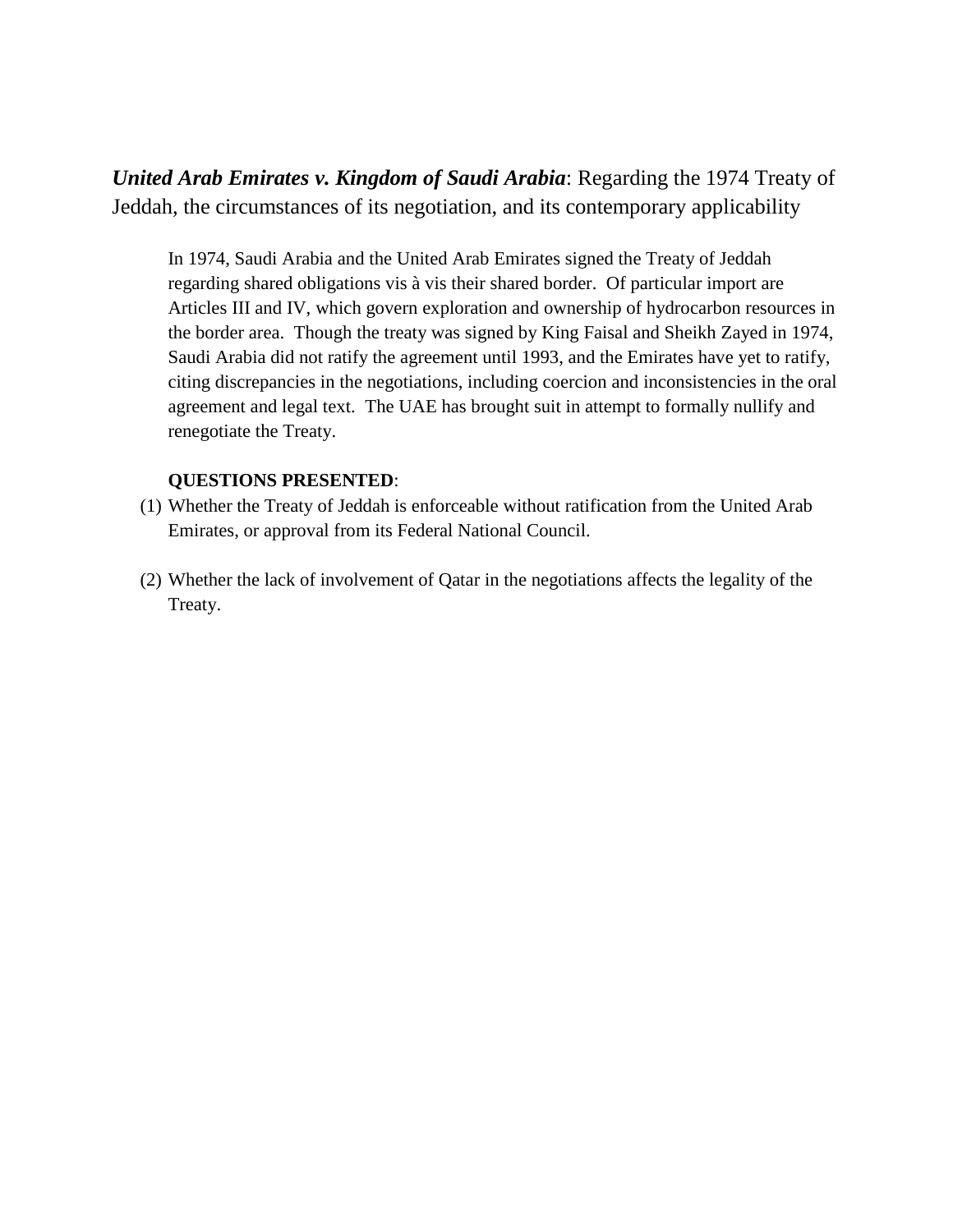***United Arab Emirates v. Kingdom of Saudi Arabia***: Regarding the 1974 Treaty of Jeddah, the circumstances of its negotiation, and its contemporary applicability

In 1974, Saudi Arabia and the United Arab Emirates signed the Treaty of Jeddah regarding shared obligations vis à vis their shared border. Of particular import are Articles III and IV, which govern exploration and ownership of hydrocarbon resources in the border area. Though the treaty was signed by King Faisal and Sheikh Zayed in 1974, Saudi Arabia did not ratify the agreement until 1993, and the Emirates have yet to ratify, citing discrepancies in the negotiations, including coercion and inconsistencies in the oral agreement and legal text. The UAE has brought suit in attempt to formally nullify and renegotiate the Treaty.

**QUESTIONS PRESENTED**:

(1) Whether the Treaty of Jeddah is enforceable without ratification from the United Arab Emirates, or approval from its Federal National Council.

(2) Whether the lack of involvement of Qatar in the negotiations affects the legality of the Treaty.